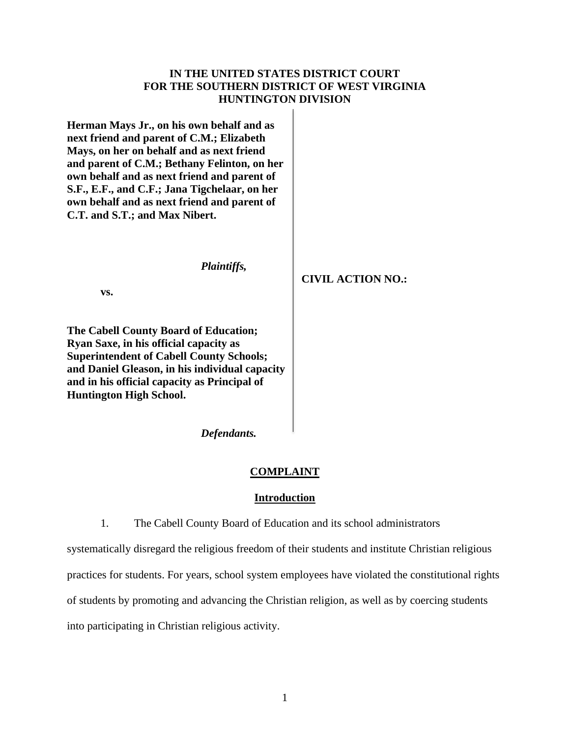**IN THE UNITED STATES DISTRICT COURT**
**FOR THE SOUTHERN DISTRICT OF WEST VIRGINIA**
**HUNTINGTON DIVISION**

**Herman Mays Jr., on his own behalf and as next friend and parent of C.M.; Elizabeth Mays, on her on behalf and as next friend and parent of C.M.; Bethany Felinton, on her own behalf and as next friend and parent of S.F., E.F., and C.F.; Jana Tigchelaar, on her own behalf and as next friend and parent of C.T. and S.T.; and Max Nibert.**

***Plaintiffs,***

**vs.**

**The Cabell County Board of Education; Ryan Saxe, in his official capacity as Superintendent of Cabell County Schools; and Daniel Gleason, in his individual capacity and in his official capacity as Principal of Huntington High School.**

***Defendants.***

**CIVIL ACTION NO.:**

## COMPLAINT

### Introduction

1. The Cabell County Board of Education and its school administrators systematically disregard the religious freedom of their students and institute Christian religious practices for students. For years, school system employees have violated the constitutional rights of students by promoting and advancing the Christian religion, as well as by coercing students into participating in Christian religious activity.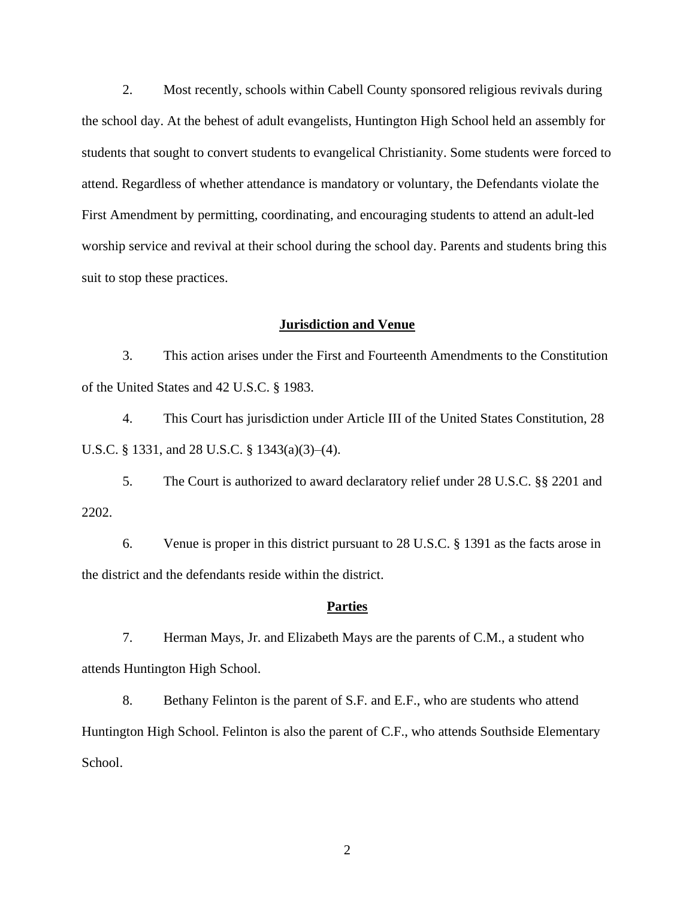2. Most recently, schools within Cabell County sponsored religious revivals during the school day. At the behest of adult evangelists, Huntington High School held an assembly for students that sought to convert students to evangelical Christianity. Some students were forced to attend. Regardless of whether attendance is mandatory or voluntary, the Defendants violate the First Amendment by permitting, coordinating, and encouraging students to attend an adult-led worship service and revival at their school during the school day. Parents and students bring this suit to stop these practices.

## Jurisdiction and Venue

3. This action arises under the First and Fourteenth Amendments to the Constitution of the United States and 42 U.S.C. § 1983.

4. This Court has jurisdiction under Article III of the United States Constitution, 28 U.S.C. § 1331, and 28 U.S.C. § 1343(a)(3)–(4).

5. The Court is authorized to award declaratory relief under 28 U.S.C. §§ 2201 and 2202.

6. Venue is proper in this district pursuant to 28 U.S.C. § 1391 as the facts arose in the district and the defendants reside within the district.

## Parties

7. Herman Mays, Jr. and Elizabeth Mays are the parents of C.M., a student who attends Huntington High School.

8. Bethany Felinton is the parent of S.F. and E.F., who are students who attend Huntington High School. Felinton is also the parent of C.F., who attends Southside Elementary School.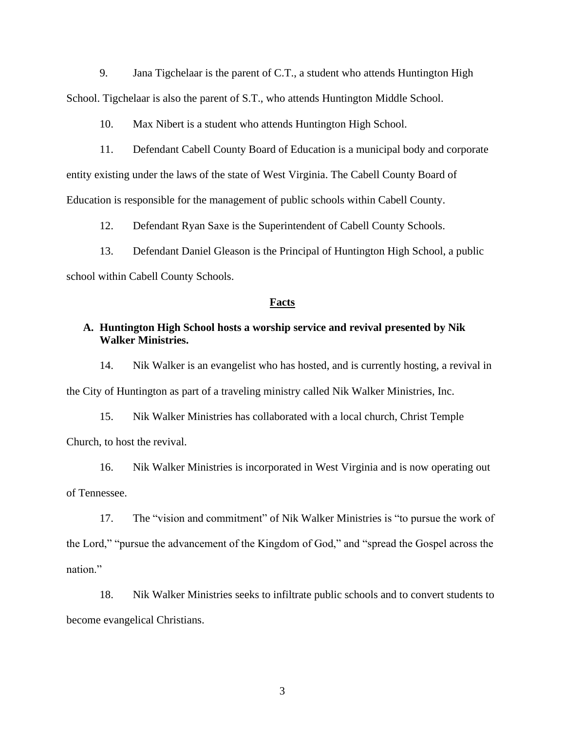9. Jana Tigchelaar is the parent of C.T., a student who attends Huntington High School. Tigchelaar is also the parent of S.T., who attends Huntington Middle School.

10. Max Nibert is a student who attends Huntington High School.

11. Defendant Cabell County Board of Education is a municipal body and corporate entity existing under the laws of the state of West Virginia. The Cabell County Board of Education is responsible for the management of public schools within Cabell County.

12. Defendant Ryan Saxe is the Superintendent of Cabell County Schools.

13. Defendant Daniel Gleason is the Principal of Huntington High School, a public school within Cabell County Schools.

## Facts

### A. Huntington High School hosts a worship service and revival presented by Nik Walker Ministries.

14. Nik Walker is an evangelist who has hosted, and is currently hosting, a revival in the City of Huntington as part of a traveling ministry called Nik Walker Ministries, Inc.

15. Nik Walker Ministries has collaborated with a local church, Christ Temple Church, to host the revival.

16. Nik Walker Ministries is incorporated in West Virginia and is now operating out of Tennessee.

17. The "vision and commitment" of Nik Walker Ministries is "to pursue the work of the Lord," "pursue the advancement of the Kingdom of God," and "spread the Gospel across the nation."

18. Nik Walker Ministries seeks to infiltrate public schools and to convert students to become evangelical Christians.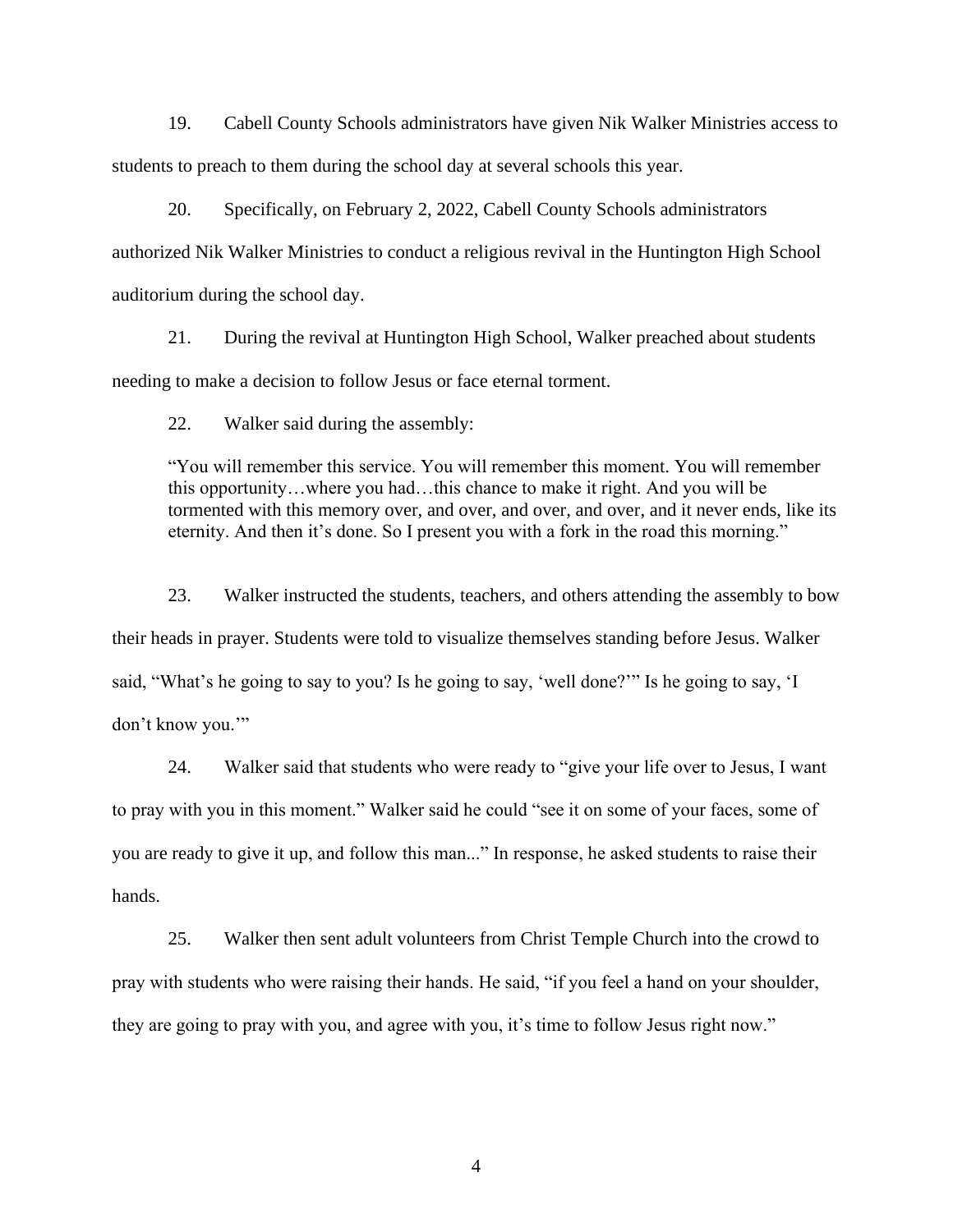19. Cabell County Schools administrators have given Nik Walker Ministries access to students to preach to them during the school day at several schools this year.

20. Specifically, on February 2, 2022, Cabell County Schools administrators authorized Nik Walker Ministries to conduct a religious revival in the Huntington High School auditorium during the school day.

21. During the revival at Huntington High School, Walker preached about students needing to make a decision to follow Jesus or face eternal torment.

22. Walker said during the assembly:

> "You will remember this service. You will remember this moment. You will remember this opportunity…where you had…this chance to make it right. And you will be tormented with this memory over, and over, and over, and over, and it never ends, like its eternity. And then it's done. So I present you with a fork in the road this morning."

23. Walker instructed the students, teachers, and others attending the assembly to bow their heads in prayer. Students were told to visualize themselves standing before Jesus. Walker said, "What's he going to say to you? Is he going to say, 'well done?'" Is he going to say, 'I don't know you.'"

24. Walker said that students who were ready to "give your life over to Jesus, I want to pray with you in this moment." Walker said he could "see it on some of your faces, some of you are ready to give it up, and follow this man..." In response, he asked students to raise their hands.

25. Walker then sent adult volunteers from Christ Temple Church into the crowd to pray with students who were raising their hands. He said, "if you feel a hand on your shoulder, they are going to pray with you, and agree with you, it's time to follow Jesus right now."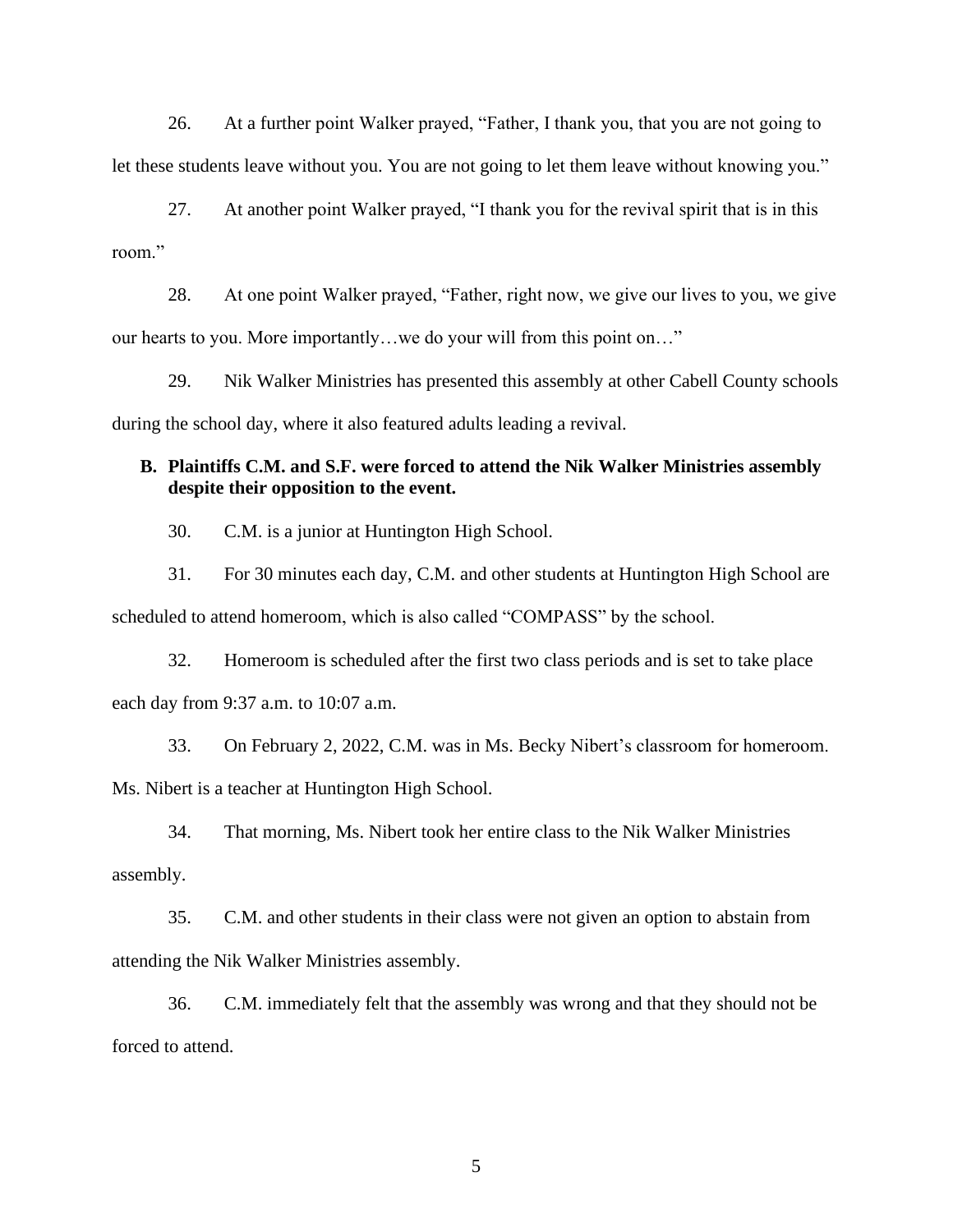26. At a further point Walker prayed, "Father, I thank you, that you are not going to let these students leave without you. You are not going to let them leave without knowing you."

27. At another point Walker prayed, "I thank you for the revival spirit that is in this room."

28. At one point Walker prayed, "Father, right now, we give our lives to you, we give our hearts to you. More importantly…we do your will from this point on…"

29. Nik Walker Ministries has presented this assembly at other Cabell County schools during the school day, where it also featured adults leading a revival.

**B. Plaintiffs C.M. and S.F. were forced to attend the Nik Walker Ministries assembly despite their opposition to the event.**

30. C.M. is a junior at Huntington High School.

31. For 30 minutes each day, C.M. and other students at Huntington High School are scheduled to attend homeroom, which is also called "COMPASS" by the school.

32. Homeroom is scheduled after the first two class periods and is set to take place each day from 9:37 a.m. to 10:07 a.m.

33. On February 2, 2022, C.M. was in Ms. Becky Nibert's classroom for homeroom. Ms. Nibert is a teacher at Huntington High School.

34. That morning, Ms. Nibert took her entire class to the Nik Walker Ministries assembly.

35. C.M. and other students in their class were not given an option to abstain from attending the Nik Walker Ministries assembly.

36. C.M. immediately felt that the assembly was wrong and that they should not be forced to attend.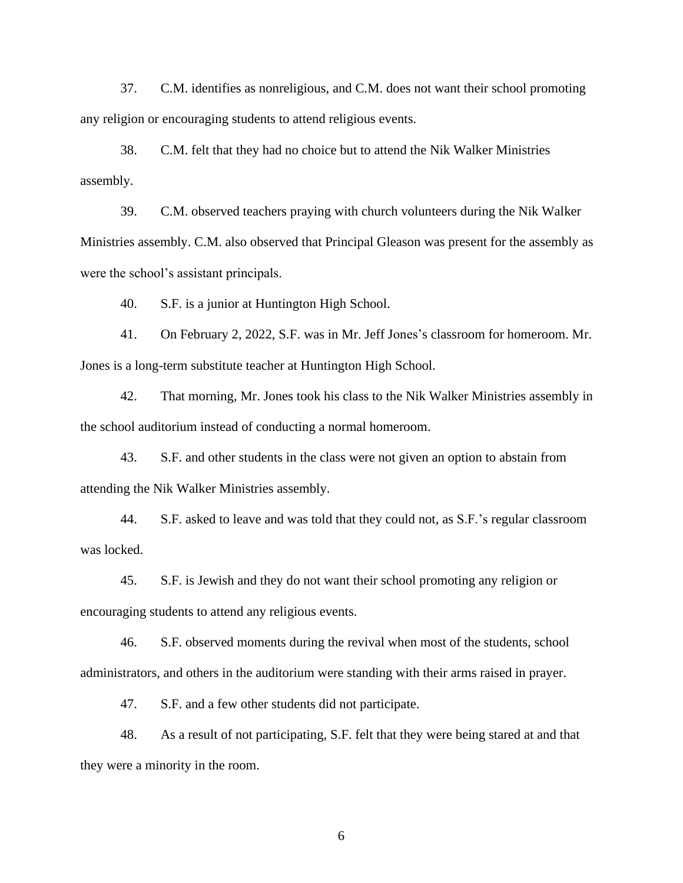37. C.M. identifies as nonreligious, and C.M. does not want their school promoting any religion or encouraging students to attend religious events.

38. C.M. felt that they had no choice but to attend the Nik Walker Ministries assembly.

39. C.M. observed teachers praying with church volunteers during the Nik Walker Ministries assembly. C.M. also observed that Principal Gleason was present for the assembly as were the school's assistant principals.

40. S.F. is a junior at Huntington High School.

41. On February 2, 2022, S.F. was in Mr. Jeff Jones's classroom for homeroom. Mr. Jones is a long-term substitute teacher at Huntington High School.

42. That morning, Mr. Jones took his class to the Nik Walker Ministries assembly in the school auditorium instead of conducting a normal homeroom.

43. S.F. and other students in the class were not given an option to abstain from attending the Nik Walker Ministries assembly.

44. S.F. asked to leave and was told that they could not, as S.F.'s regular classroom was locked.

45. S.F. is Jewish and they do not want their school promoting any religion or encouraging students to attend any religious events.

46. S.F. observed moments during the revival when most of the students, school administrators, and others in the auditorium were standing with their arms raised in prayer.

47. S.F. and a few other students did not participate.

48. As a result of not participating, S.F. felt that they were being stared at and that they were a minority in the room.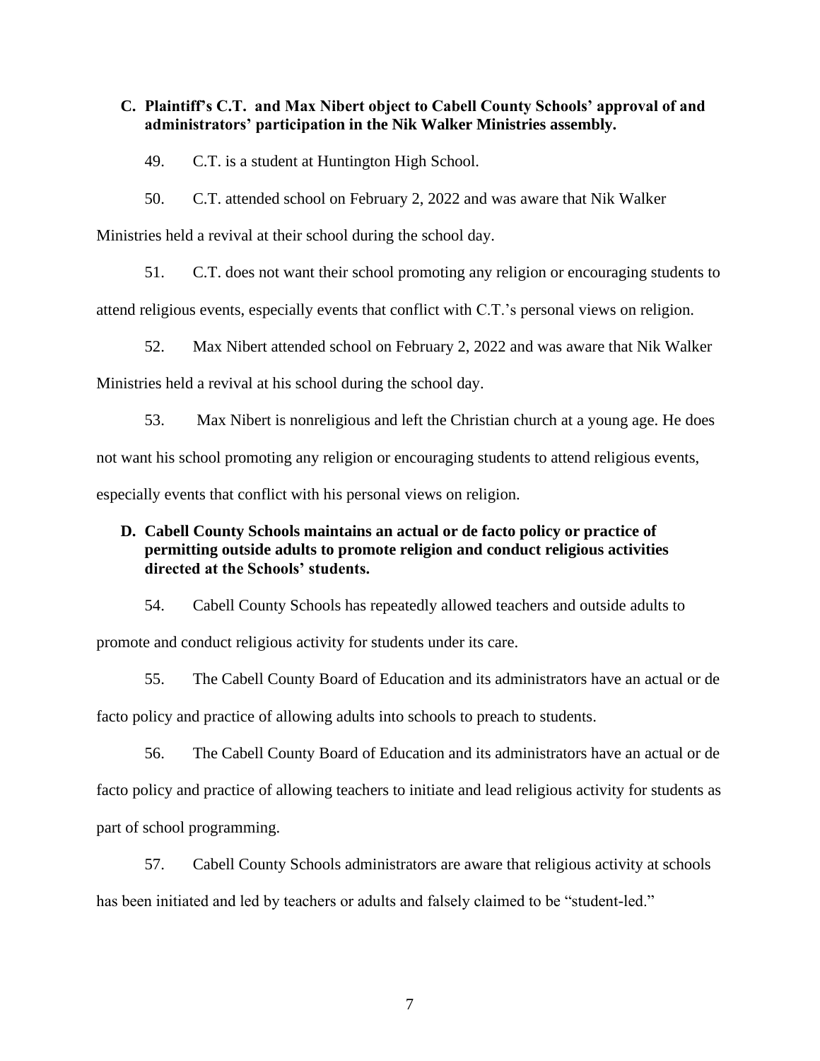### C. Plaintiff's C.T.  and Max Nibert object to Cabell County Schools' approval of and administrators' participation in the Nik Walker Ministries assembly.

49. C.T. is a student at Huntington High School.

50. C.T. attended school on February 2, 2022 and was aware that Nik Walker Ministries held a revival at their school during the school day.

51. C.T. does not want their school promoting any religion or encouraging students to attend religious events, especially events that conflict with C.T.'s personal views on religion.

52. Max Nibert attended school on February 2, 2022 and was aware that Nik Walker Ministries held a revival at his school during the school day.

53. Max Nibert is nonreligious and left the Christian church at a young age. He does not want his school promoting any religion or encouraging students to attend religious events, especially events that conflict with his personal views on religion.

### D. Cabell County Schools maintains an actual or de facto policy or practice of permitting outside adults to promote religion and conduct religious activities directed at the Schools' students.

54. Cabell County Schools has repeatedly allowed teachers and outside adults to promote and conduct religious activity for students under its care.

55. The Cabell County Board of Education and its administrators have an actual or de facto policy and practice of allowing adults into schools to preach to students.

56. The Cabell County Board of Education and its administrators have an actual or de facto policy and practice of allowing teachers to initiate and lead religious activity for students as part of school programming.

57. Cabell County Schools administrators are aware that religious activity at schools has been initiated and led by teachers or adults and falsely claimed to be "student-led."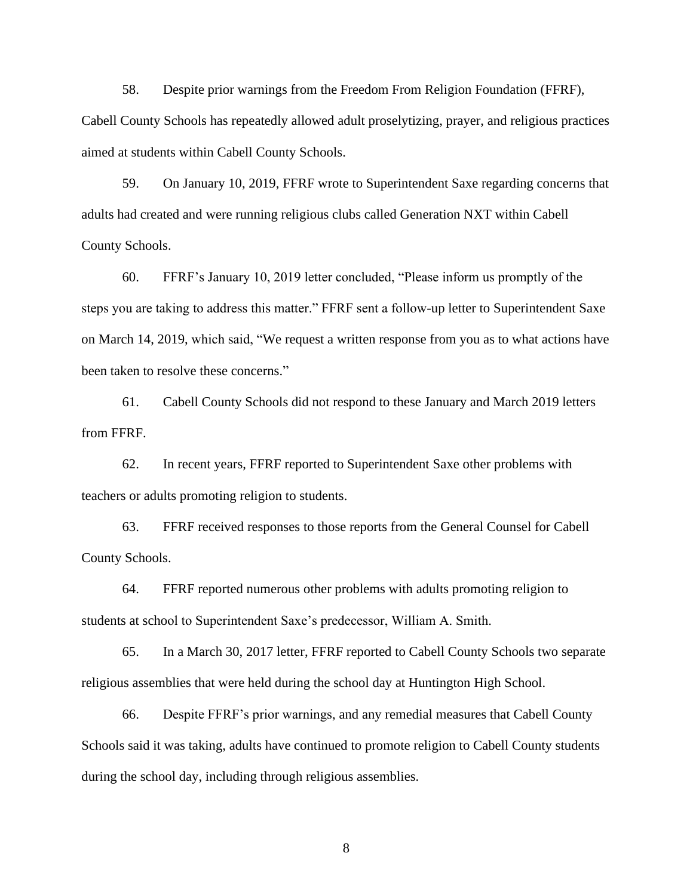58. Despite prior warnings from the Freedom From Religion Foundation (FFRF), Cabell County Schools has repeatedly allowed adult proselytizing, prayer, and religious practices aimed at students within Cabell County Schools.

59. On January 10, 2019, FFRF wrote to Superintendent Saxe regarding concerns that adults had created and were running religious clubs called Generation NXT within Cabell County Schools.

60. FFRF's January 10, 2019 letter concluded, "Please inform us promptly of the steps you are taking to address this matter." FFRF sent a follow-up letter to Superintendent Saxe on March 14, 2019, which said, "We request a written response from you as to what actions have been taken to resolve these concerns."

61. Cabell County Schools did not respond to these January and March 2019 letters from FFRF.

62. In recent years, FFRF reported to Superintendent Saxe other problems with teachers or adults promoting religion to students.

63. FFRF received responses to those reports from the General Counsel for Cabell County Schools.

64. FFRF reported numerous other problems with adults promoting religion to students at school to Superintendent Saxe's predecessor, William A. Smith.

65. In a March 30, 2017 letter, FFRF reported to Cabell County Schools two separate religious assemblies that were held during the school day at Huntington High School.

66. Despite FFRF's prior warnings, and any remedial measures that Cabell County Schools said it was taking, adults have continued to promote religion to Cabell County students during the school day, including through religious assemblies.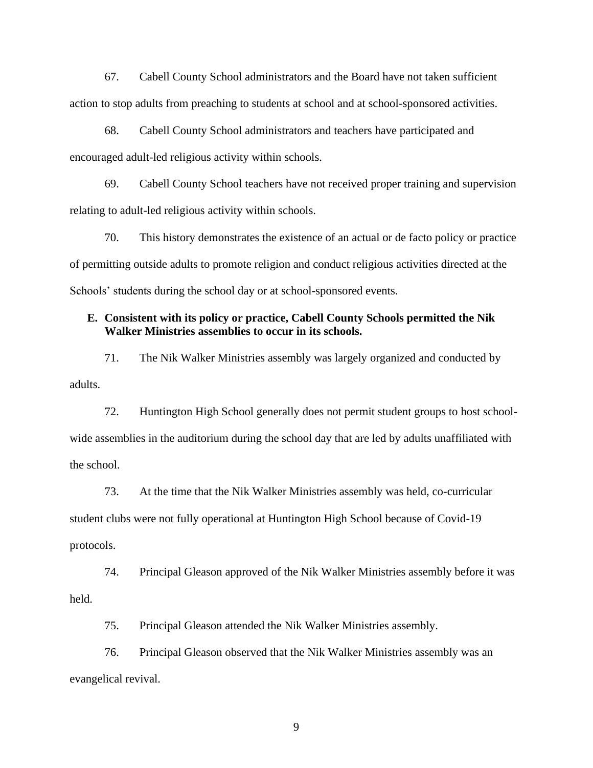67. Cabell County School administrators and the Board have not taken sufficient action to stop adults from preaching to students at school and at school-sponsored activities.

68. Cabell County School administrators and teachers have participated and encouraged adult-led religious activity within schools.

69. Cabell County School teachers have not received proper training and supervision relating to adult-led religious activity within schools.

70. This history demonstrates the existence of an actual or de facto policy or practice of permitting outside adults to promote religion and conduct religious activities directed at the Schools' students during the school day or at school-sponsored events.

### E. Consistent with its policy or practice, Cabell County Schools permitted the Nik Walker Ministries assemblies to occur in its schools.

71. The Nik Walker Ministries assembly was largely organized and conducted by adults.

72. Huntington High School generally does not permit student groups to host school-wide assemblies in the auditorium during the school day that are led by adults unaffiliated with the school.

73. At the time that the Nik Walker Ministries assembly was held, co-curricular student clubs were not fully operational at Huntington High School because of Covid-19 protocols.

74. Principal Gleason approved of the Nik Walker Ministries assembly before it was held.

75. Principal Gleason attended the Nik Walker Ministries assembly.

76. Principal Gleason observed that the Nik Walker Ministries assembly was an evangelical revival.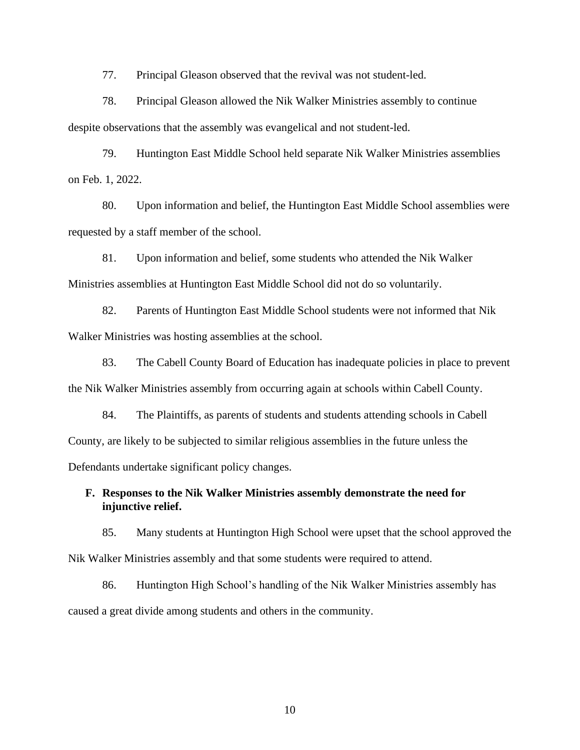77. Principal Gleason observed that the revival was not student-led.

78. Principal Gleason allowed the Nik Walker Ministries assembly to continue despite observations that the assembly was evangelical and not student-led.

79. Huntington East Middle School held separate Nik Walker Ministries assemblies on Feb. 1, 2022.

80. Upon information and belief, the Huntington East Middle School assemblies were requested by a staff member of the school.

81. Upon information and belief, some students who attended the Nik Walker Ministries assemblies at Huntington East Middle School did not do so voluntarily.

82. Parents of Huntington East Middle School students were not informed that Nik Walker Ministries was hosting assemblies at the school.

83. The Cabell County Board of Education has inadequate policies in place to prevent the Nik Walker Ministries assembly from occurring again at schools within Cabell County.

84. The Plaintiffs, as parents of students and students attending schools in Cabell County, are likely to be subjected to similar religious assemblies in the future unless the Defendants undertake significant policy changes.

### F. Responses to the Nik Walker Ministries assembly demonstrate the need for injunctive relief.

85. Many students at Huntington High School were upset that the school approved the Nik Walker Ministries assembly and that some students were required to attend.

86. Huntington High School's handling of the Nik Walker Ministries assembly has caused a great divide among students and others in the community.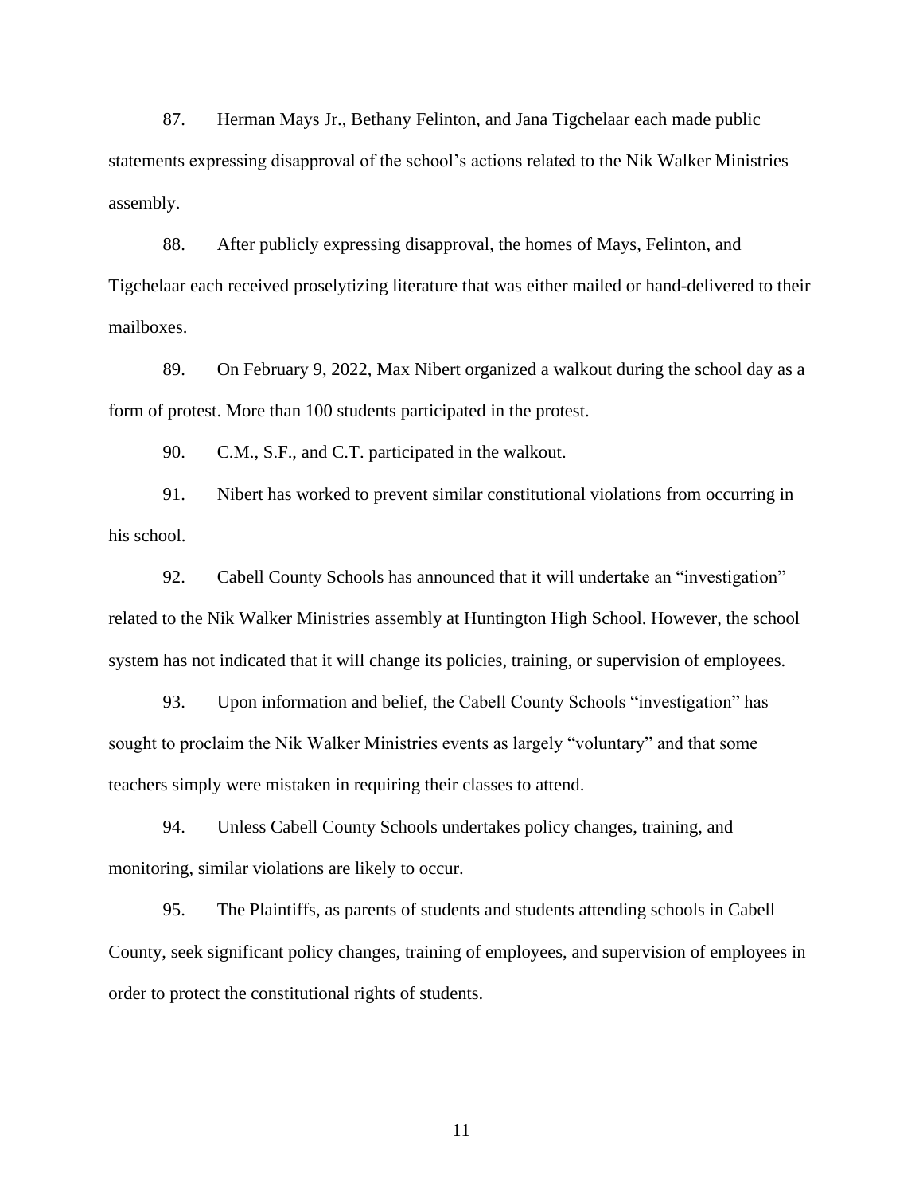87. Herman Mays Jr., Bethany Felinton, and Jana Tigchelaar each made public statements expressing disapproval of the school's actions related to the Nik Walker Ministries assembly.

88. After publicly expressing disapproval, the homes of Mays, Felinton, and Tigchelaar each received proselytizing literature that was either mailed or hand-delivered to their mailboxes.

89. On February 9, 2022, Max Nibert organized a walkout during the school day as a form of protest. More than 100 students participated in the protest.

90. C.M., S.F., and C.T. participated in the walkout.

91. Nibert has worked to prevent similar constitutional violations from occurring in his school.

92. Cabell County Schools has announced that it will undertake an "investigation" related to the Nik Walker Ministries assembly at Huntington High School. However, the school system has not indicated that it will change its policies, training, or supervision of employees.

93. Upon information and belief, the Cabell County Schools "investigation" has sought to proclaim the Nik Walker Ministries events as largely "voluntary" and that some teachers simply were mistaken in requiring their classes to attend.

94. Unless Cabell County Schools undertakes policy changes, training, and monitoring, similar violations are likely to occur.

95. The Plaintiffs, as parents of students and students attending schools in Cabell County, seek significant policy changes, training of employees, and supervision of employees in order to protect the constitutional rights of students.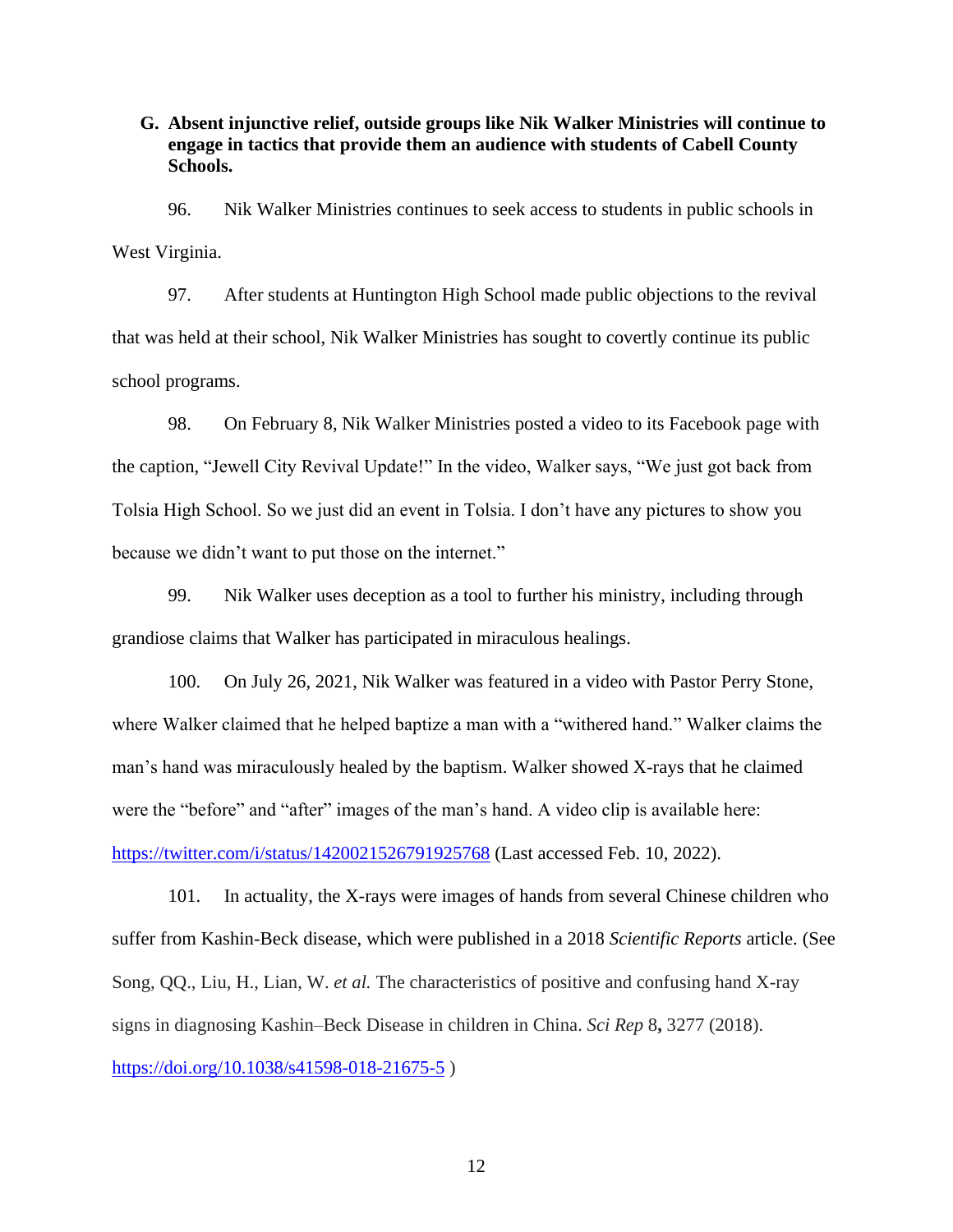**G. Absent injunctive relief, outside groups like Nik Walker Ministries will continue to engage in tactics that provide them an audience with students of Cabell County Schools.**

96. Nik Walker Ministries continues to seek access to students in public schools in West Virginia.

97. After students at Huntington High School made public objections to the revival that was held at their school, Nik Walker Ministries has sought to covertly continue its public school programs.

98. On February 8, Nik Walker Ministries posted a video to its Facebook page with the caption, "Jewell City Revival Update!" In the video, Walker says, "We just got back from Tolsia High School. So we just did an event in Tolsia. I don't have any pictures to show you because we didn't want to put those on the internet."

99. Nik Walker uses deception as a tool to further his ministry, including through grandiose claims that Walker has participated in miraculous healings.

100. On July 26, 2021, Nik Walker was featured in a video with Pastor Perry Stone, where Walker claimed that he helped baptize a man with a "withered hand." Walker claims the man's hand was miraculously healed by the baptism. Walker showed X-rays that he claimed were the "before" and "after" images of the man's hand. A video clip is available here: https://twitter.com/i/status/1420021526791925768 (Last accessed Feb. 10, 2022).

101. In actuality, the X-rays were images of hands from several Chinese children who suffer from Kashin-Beck disease, which were published in a 2018 *Scientific Reports* article. (See Song, QQ., Liu, H., Lian, W. *et al.* The characteristics of positive and confusing hand X-ray signs in diagnosing Kashin–Beck Disease in children in China. *Sci Rep* 8**,** 3277 (2018). https://doi.org/10.1038/s41598-018-21675-5 )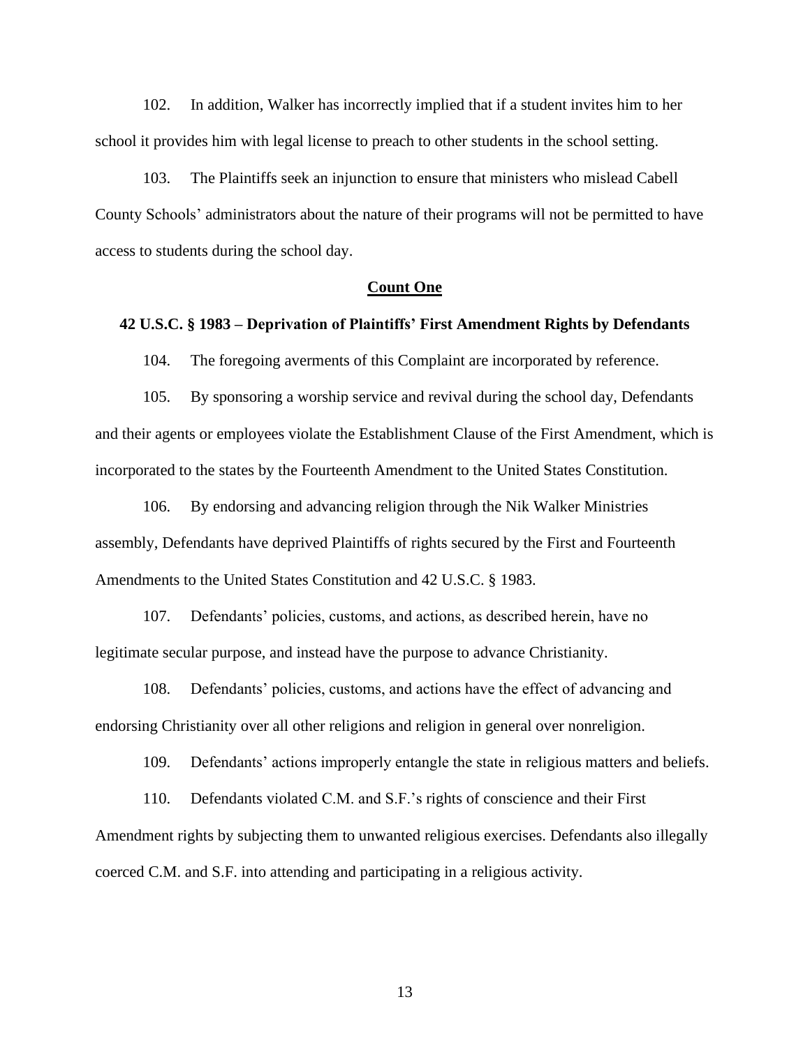102. In addition, Walker has incorrectly implied that if a student invites him to her school it provides him with legal license to preach to other students in the school setting.

103. The Plaintiffs seek an injunction to ensure that ministers who mislead Cabell County Schools' administrators about the nature of their programs will not be permitted to have access to students during the school day.

## Count One

### 42 U.S.C. § 1983 – Deprivation of Plaintiffs' First Amendment Rights by Defendants

104. The foregoing averments of this Complaint are incorporated by reference.

105. By sponsoring a worship service and revival during the school day, Defendants and their agents or employees violate the Establishment Clause of the First Amendment, which is incorporated to the states by the Fourteenth Amendment to the United States Constitution.

106. By endorsing and advancing religion through the Nik Walker Ministries assembly, Defendants have deprived Plaintiffs of rights secured by the First and Fourteenth Amendments to the United States Constitution and 42 U.S.C. § 1983.

107. Defendants' policies, customs, and actions, as described herein, have no legitimate secular purpose, and instead have the purpose to advance Christianity.

108. Defendants' policies, customs, and actions have the effect of advancing and endorsing Christianity over all other religions and religion in general over nonreligion.

109. Defendants' actions improperly entangle the state in religious matters and beliefs.

110. Defendants violated C.M. and S.F.'s rights of conscience and their First Amendment rights by subjecting them to unwanted religious exercises. Defendants also illegally coerced C.M. and S.F. into attending and participating in a religious activity.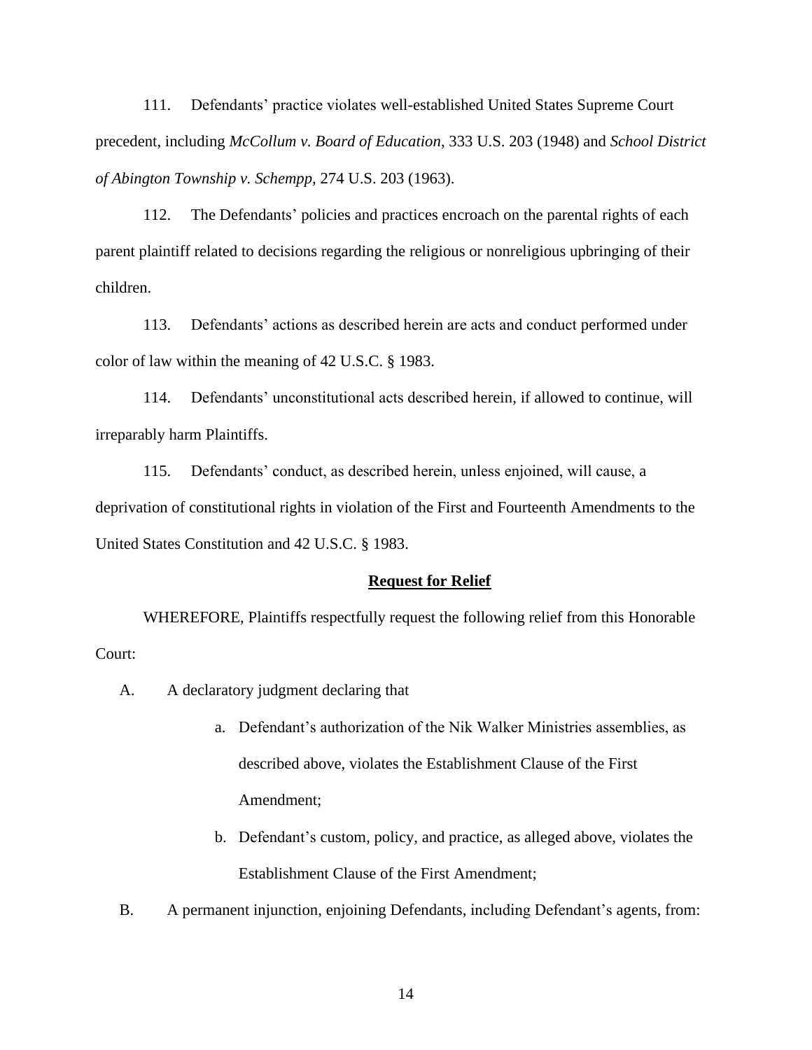111. Defendants' practice violates well-established United States Supreme Court precedent, including *McCollum v. Board of Education*, 333 U.S. 203 (1948) and *School District of Abington Township v. Schempp,* 274 U.S. 203 (1963).

112. The Defendants' policies and practices encroach on the parental rights of each parent plaintiff related to decisions regarding the religious or nonreligious upbringing of their children.

113. Defendants' actions as described herein are acts and conduct performed under color of law within the meaning of 42 U.S.C. § 1983.

114. Defendants' unconstitutional acts described herein, if allowed to continue, will irreparably harm Plaintiffs.

115. Defendants' conduct, as described herein, unless enjoined, will cause, a deprivation of constitutional rights in violation of the First and Fourteenth Amendments to the United States Constitution and 42 U.S.C. § 1983.

## **Request for Relief**

WHEREFORE, Plaintiffs respectfully request the following relief from this Honorable Court:

A. A declaratory judgment declaring that

   a. Defendant's authorization of the Nik Walker Ministries assemblies, as described above, violates the Establishment Clause of the First Amendment;

   b. Defendant's custom, policy, and practice, as alleged above, violates the Establishment Clause of the First Amendment;

B. A permanent injunction, enjoining Defendants, including Defendant's agents, from: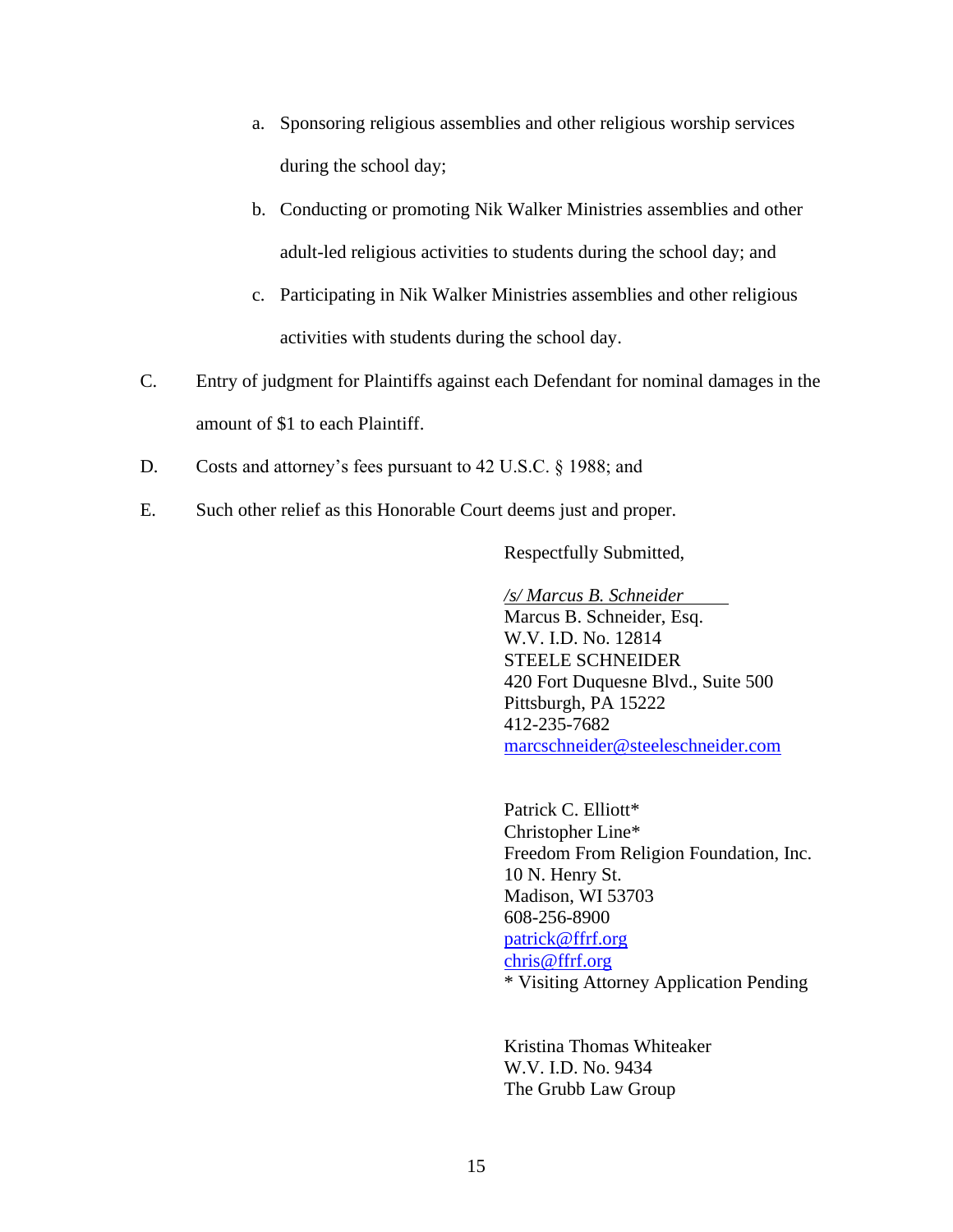a. Sponsoring religious assemblies and other religious worship services during the school day;

   b. Conducting or promoting Nik Walker Ministries assemblies and other adult-led religious activities to students during the school day; and

   c. Participating in Nik Walker Ministries assemblies and other religious activities with students during the school day.

C. Entry of judgment for Plaintiffs against each Defendant for nominal damages in the amount of $1 to each Plaintiff.

D. Costs and attorney's fees pursuant to 42 U.S.C. § 1988; and

E. Such other relief as this Honorable Court deems just and proper.

Respectfully Submitted,

*/s/ Marcus B. Schneider*
Marcus B. Schneider, Esq.
W.V. I.D. No. 12814
STEELE SCHNEIDER
420 Fort Duquesne Blvd., Suite 500
Pittsburgh, PA 15222
412-235-7682
marcschneider@steeleschneider.com

Patrick C. Elliott*
Christopher Line*
Freedom From Religion Foundation, Inc.
10 N. Henry St.
Madison, WI 53703
608-256-8900
patrick@ffrf.org
chris@ffrf.org
* Visiting Attorney Application Pending

Kristina Thomas Whiteaker
W.V. I.D. No. 9434
The Grubb Law Group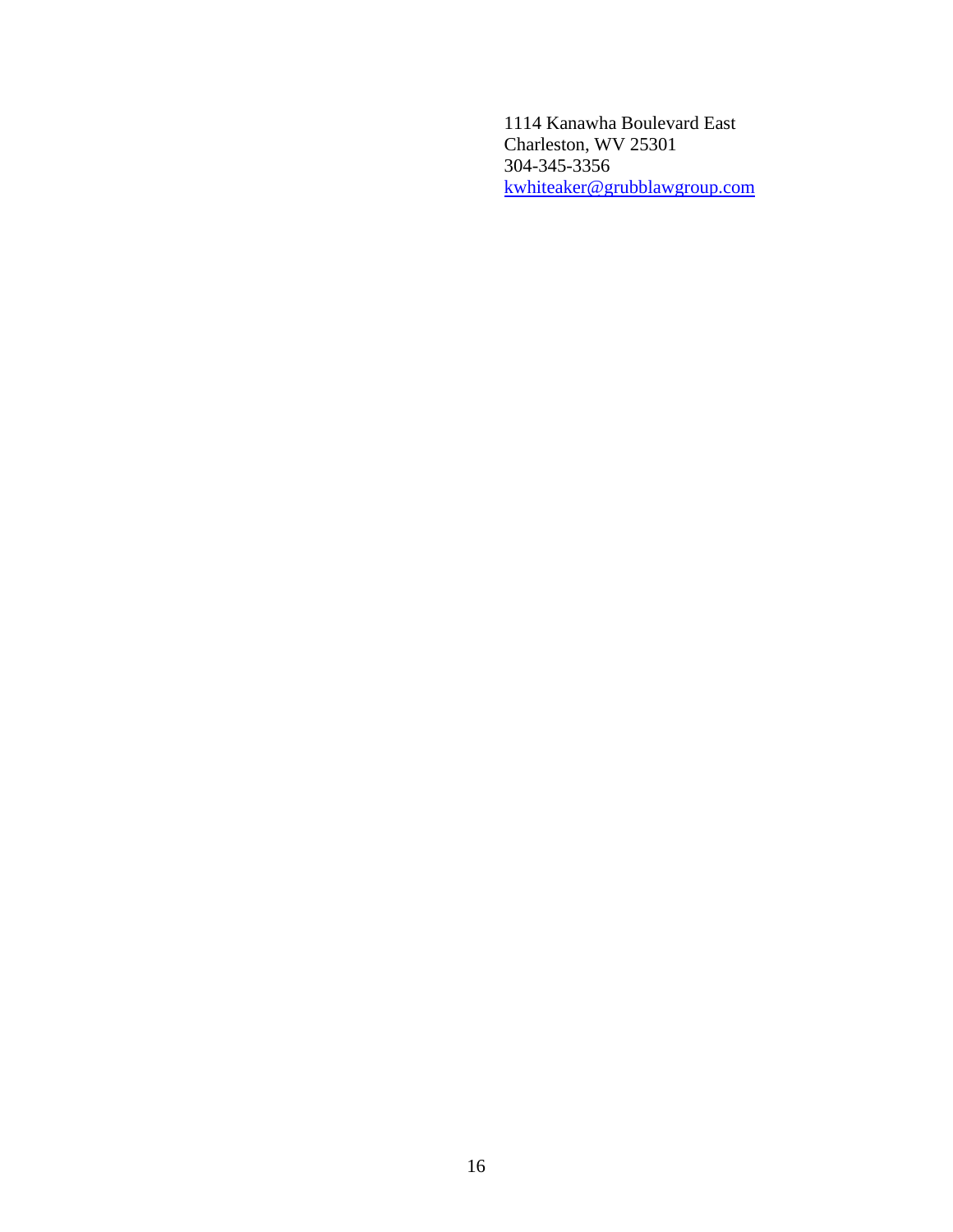1114 Kanawha Boulevard East
Charleston, WV 25301
304-345-3356
kwhiteaker@grubblawgroup.com